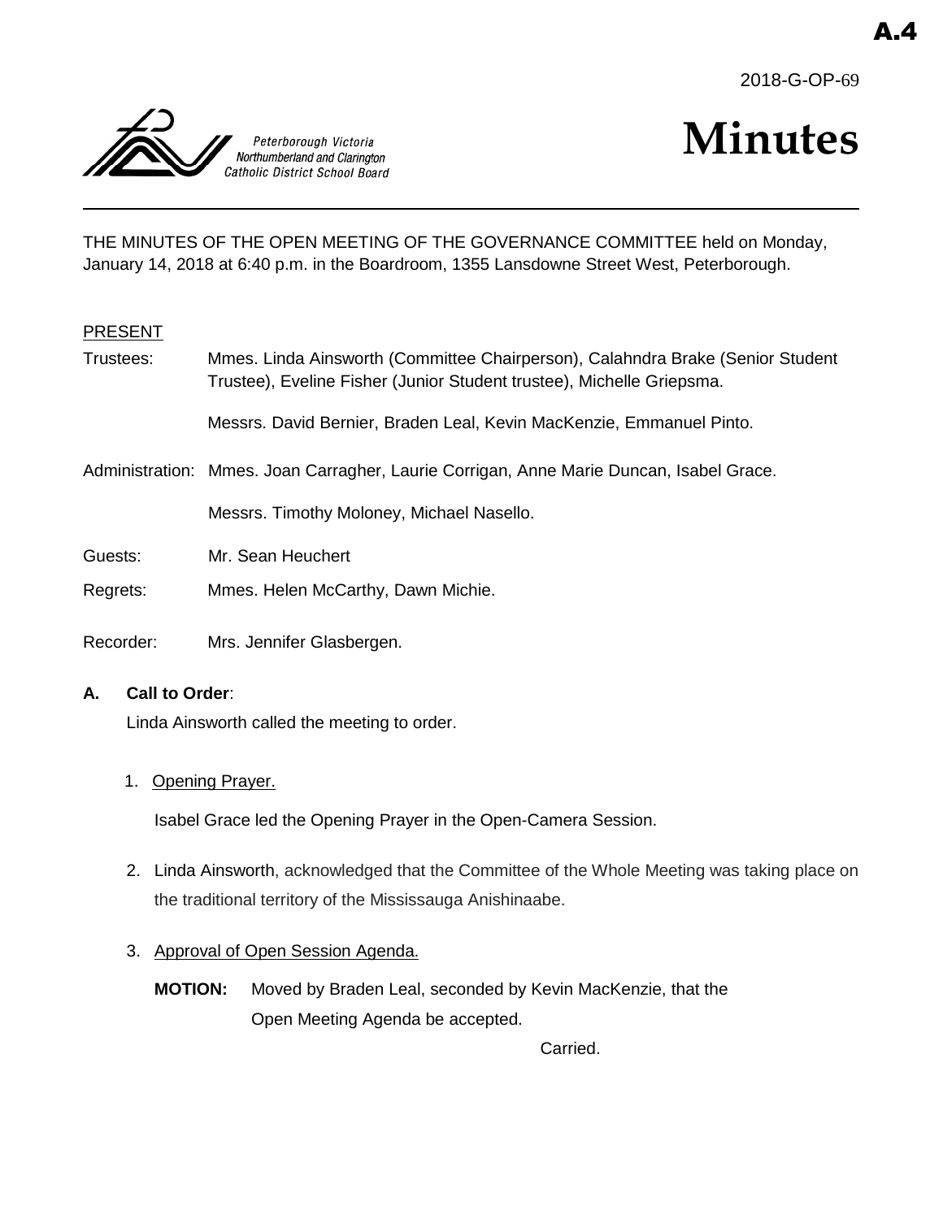A.4

2018-G-OP-69

Peterborough Victoria Northumberland and Clarington Catholic District School Board

# Minutes

THE MINUTES OF THE OPEN MEETING OF THE GOVERNANCE COMMITTEE held on Monday, January 14, 2018 at 6:40 p.m. in the Boardroom, 1355 Lansdowne Street West, Peterborough.

PRESENT

Trustees: Mmes. Linda Ainsworth (Committee Chairperson), Calahndra Brake (Senior Student Trustee), Eveline Fisher (Junior Student trustee), Michelle Griepsma.

Messrs. David Bernier, Braden Leal, Kevin MacKenzie, Emmanuel Pinto.

Administration: Mmes. Joan Carragher, Laurie Corrigan, Anne Marie Duncan, Isabel Grace.

Messrs. Timothy Moloney, Michael Nasello.

Guests: Mr. Sean Heuchert

Regrets: Mmes. Helen McCarthy, Dawn Michie.

Recorder: Mrs. Jennifer Glasbergen.

**A. Call to Order**:

Linda Ainsworth called the meeting to order.

1. Opening Prayer.

   Isabel Grace led the Opening Prayer in the Open-Camera Session.

2. Linda Ainsworth, acknowledged that the Committee of the Whole Meeting was taking place on the traditional territory of the Mississauga Anishinaabe.

3. Approval of Open Session Agenda.

   **MOTION:** Moved by Braden Leal, seconded by Kevin MacKenzie, that the Open Meeting Agenda be accepted.

   Carried.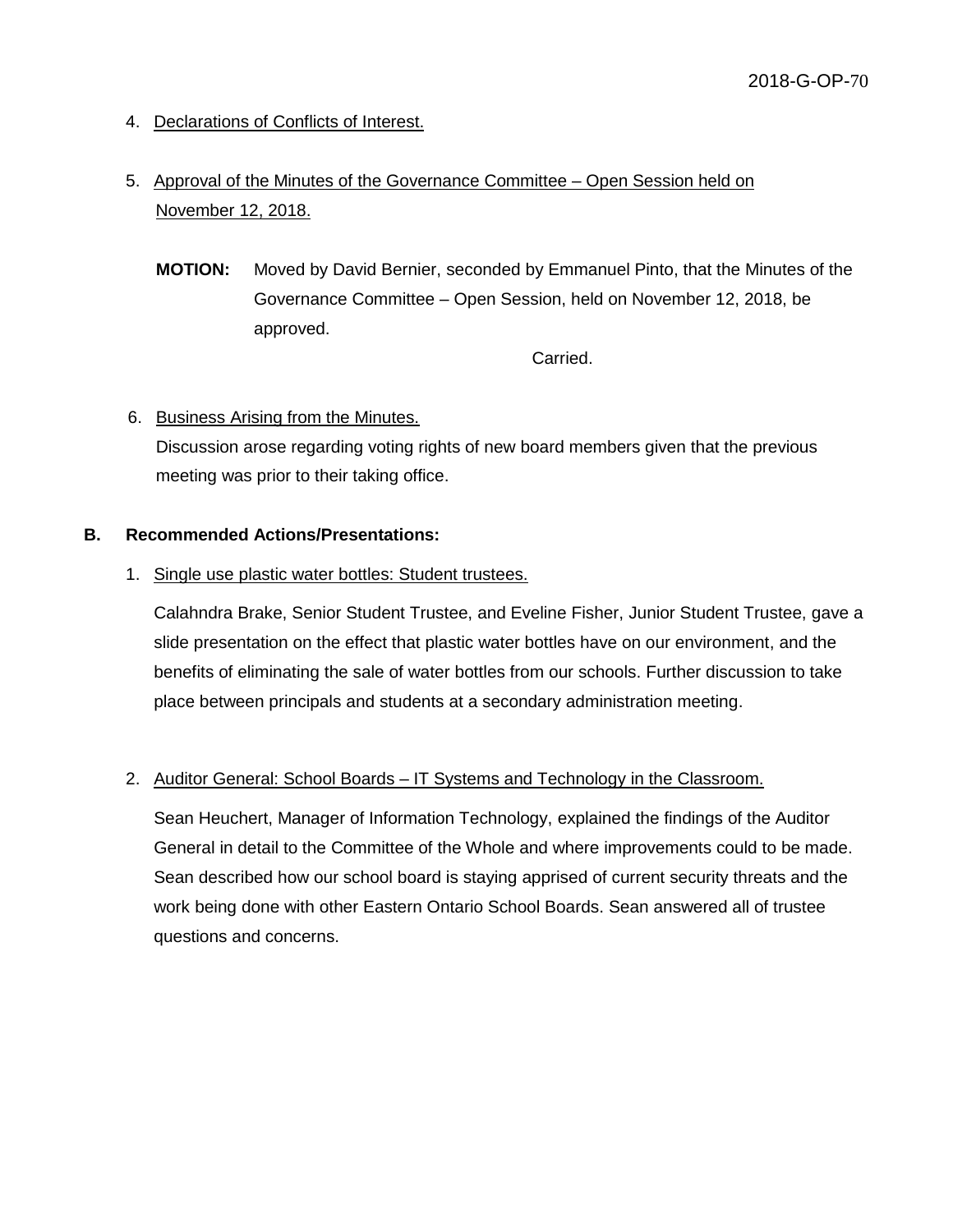4. Declarations of Conflicts of Interest.

5. Approval of the Minutes of the Governance Committee – Open Session held on November 12, 2018.

   **MOTION:** Moved by David Bernier, seconded by Emmanuel Pinto, that the Minutes of the Governance Committee – Open Session, held on November 12, 2018, be approved.

   Carried.

6. Business Arising from the Minutes.

   Discussion arose regarding voting rights of new board members given that the previous meeting was prior to their taking office.

**B. Recommended Actions/Presentations:**

1. Single use plastic water bottles: Student trustees.

   Calahndra Brake, Senior Student Trustee, and Eveline Fisher, Junior Student Trustee, gave a slide presentation on the effect that plastic water bottles have on our environment, and the benefits of eliminating the sale of water bottles from our schools. Further discussion to take place between principals and students at a secondary administration meeting.

2. Auditor General: School Boards – IT Systems and Technology in the Classroom.

   Sean Heuchert, Manager of Information Technology, explained the findings of the Auditor General in detail to the Committee of the Whole and where improvements could to be made. Sean described how our school board is staying apprised of current security threats and the work being done with other Eastern Ontario School Boards. Sean answered all of trustee questions and concerns.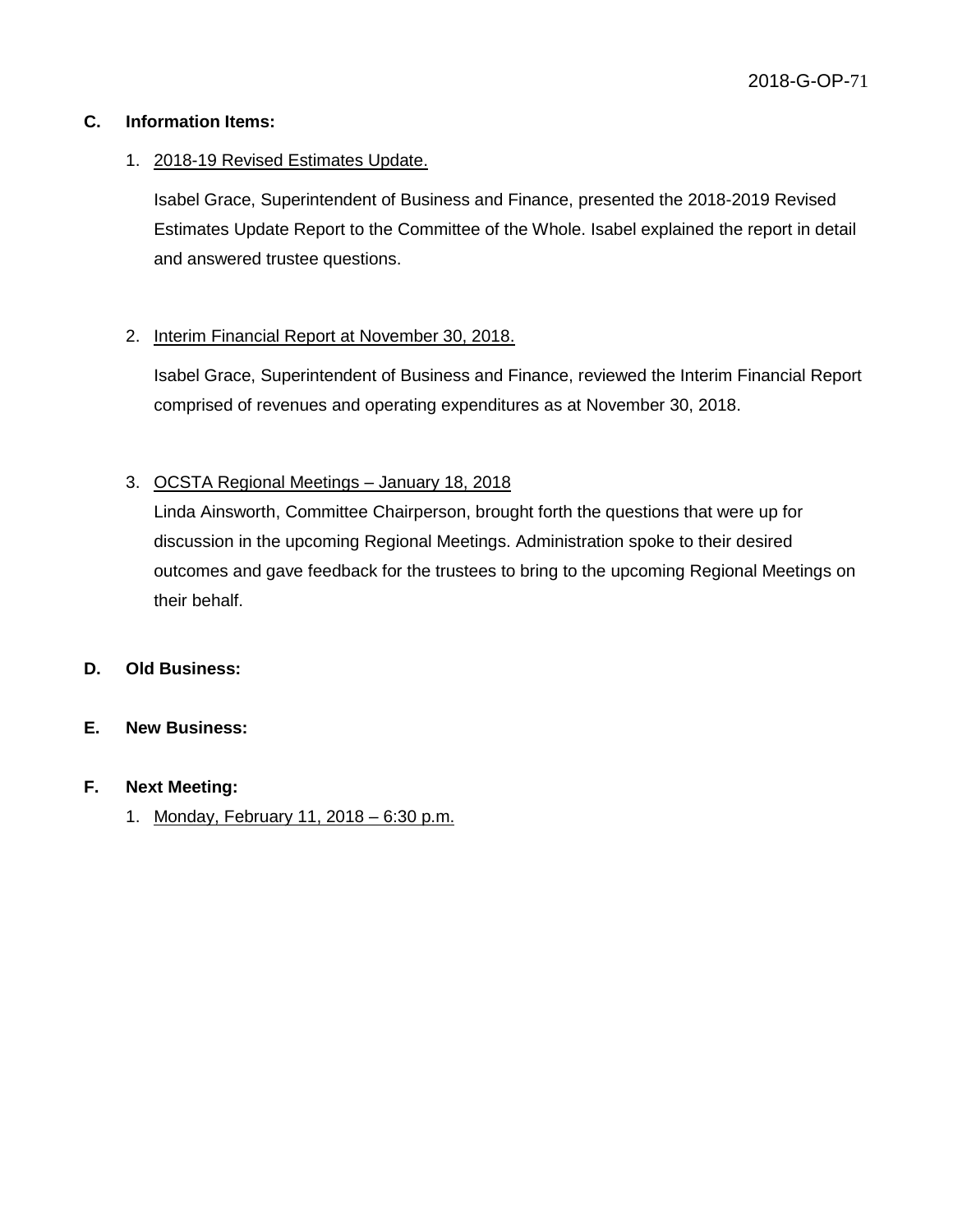## C. Information Items:

1. 2018-19 Revised Estimates Update.

   Isabel Grace, Superintendent of Business and Finance, presented the 2018-2019 Revised Estimates Update Report to the Committee of the Whole. Isabel explained the report in detail and answered trustee questions.

2. Interim Financial Report at November 30, 2018.

   Isabel Grace, Superintendent of Business and Finance, reviewed the Interim Financial Report comprised of revenues and operating expenditures as at November 30, 2018.

3. OCSTA Regional Meetings – January 18, 2018

   Linda Ainsworth, Committee Chairperson, brought forth the questions that were up for discussion in the upcoming Regional Meetings. Administration spoke to their desired outcomes and gave feedback for the trustees to bring to the upcoming Regional Meetings on their behalf.

## D. Old Business:

## E. New Business:

## F. Next Meeting:

1. Monday, February 11, 2018 – 6:30 p.m.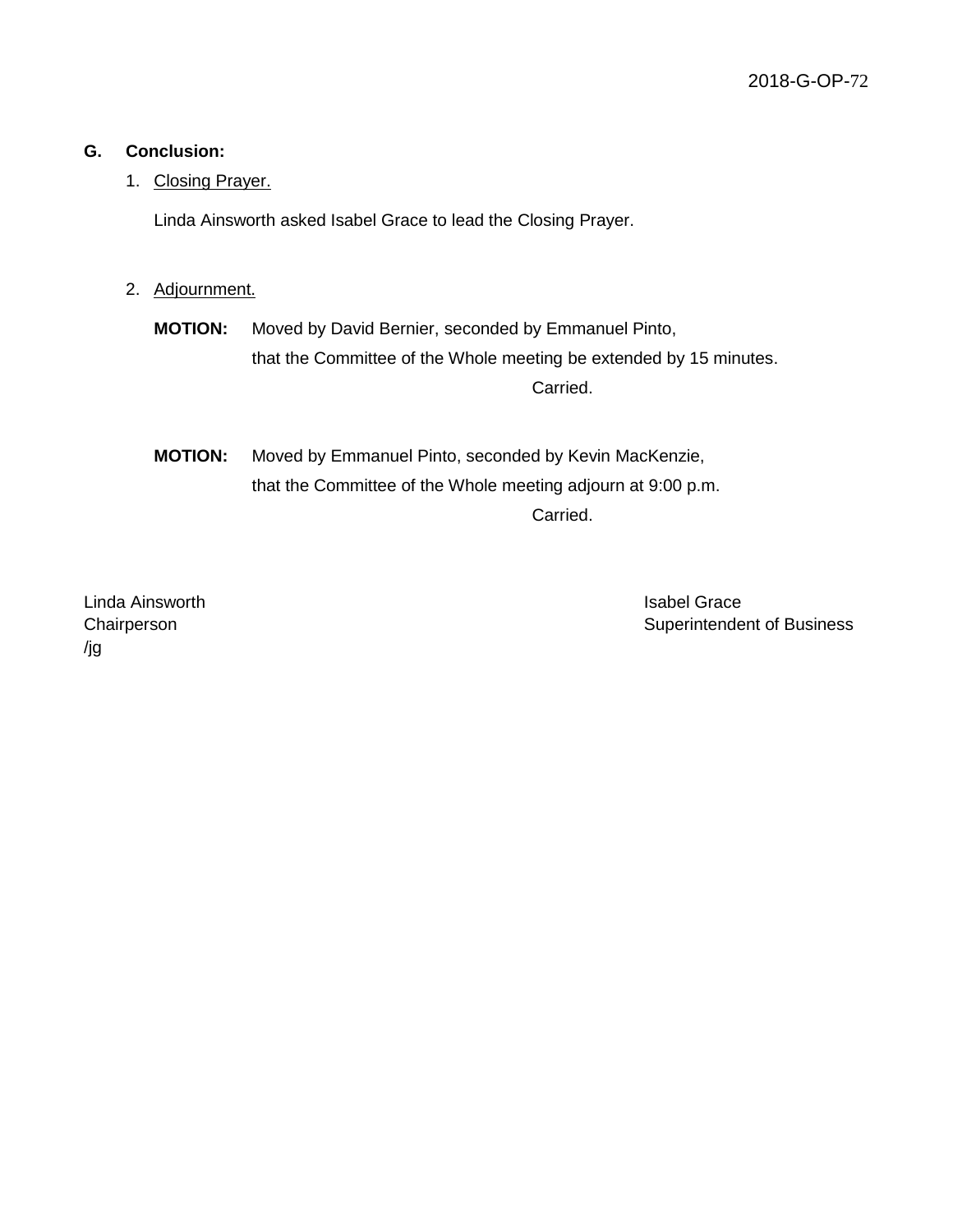## G. Conclusion:

1. Closing Prayer.

   Linda Ainsworth asked Isabel Grace to lead the Closing Prayer.

2. Adjournment.

   **MOTION:** Moved by David Bernier, seconded by Emmanuel Pinto, that the Committee of the Whole meeting be extended by 15 minutes.

   Carried.

   **MOTION:** Moved by Emmanuel Pinto, seconded by Kevin MacKenzie, that the Committee of the Whole meeting adjourn at 9:00 p.m.

   Carried.

Linda Ainsworth
Chairperson
/jg

Isabel Grace
Superintendent of Business